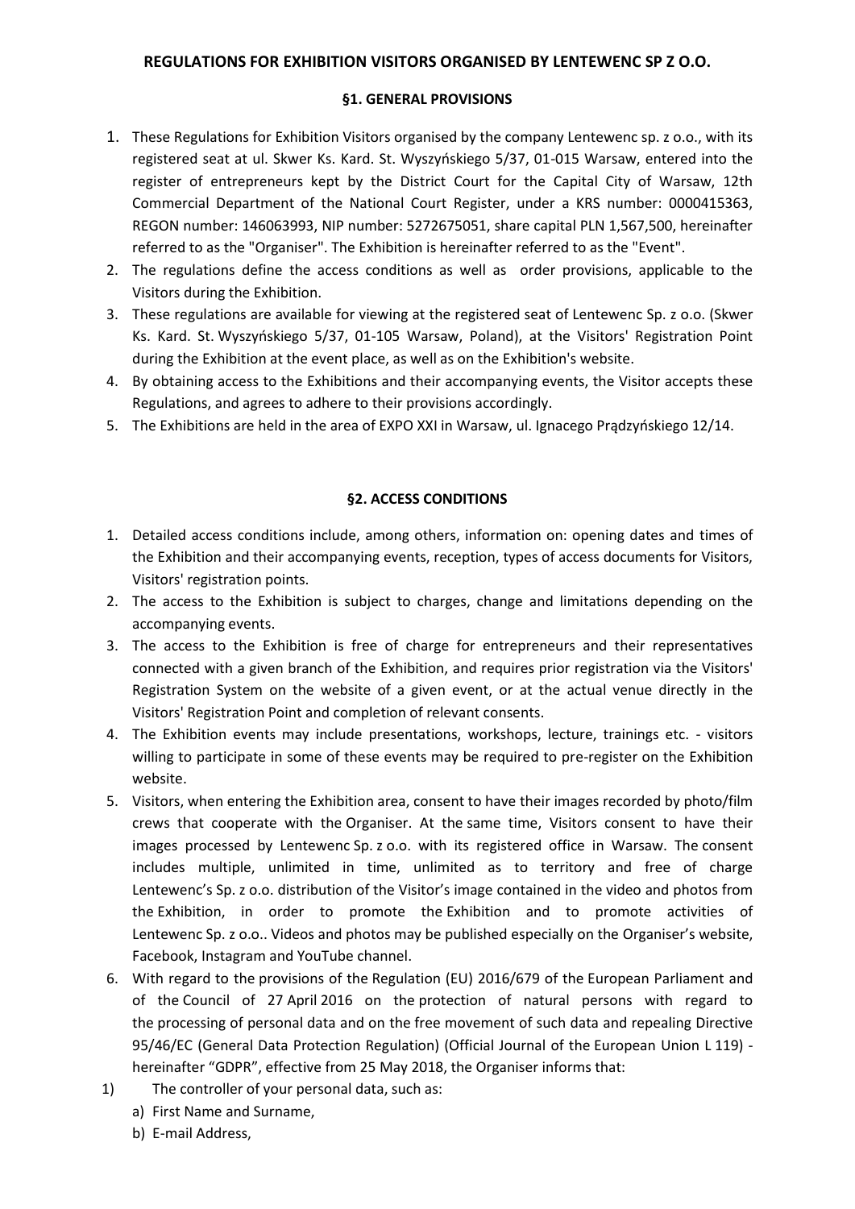# REGULATIONS FOR EXHIBITION VISITORS ORGANISED BY LENTEWENC SP Z O.O.

## §1. GENERAL PROVISIONS

1. These Regulations for Exhibition Visitors organised by the company Lentewenc sp. z o.o., with its registered seat at ul. Skwer Ks. Kard. St. Wyszyńskiego 5/37, 01-015 Warsaw, entered into the register of entrepreneurs kept by the District Court for the Capital City of Warsaw, 12th Commercial Department of the National Court Register, under a KRS number: 0000415363, REGON number: 146063993, NIP number: 5272675051, share capital PLN 1,567,500, hereinafter referred to as the "Organiser". The Exhibition is hereinafter referred to as the "Event".
2. The regulations define the access conditions as well as order provisions, applicable to the Visitors during the Exhibition.
3. These regulations are available for viewing at the registered seat of Lentewenc Sp. z o.o. (Skwer Ks. Kard. St. Wyszyńskiego 5/37, 01-105 Warsaw, Poland), at the Visitors' Registration Point during the Exhibition at the event place, as well as on the Exhibition's website.
4. By obtaining access to the Exhibitions and their accompanying events, the Visitor accepts these Regulations, and agrees to adhere to their provisions accordingly.
5. The Exhibitions are held in the area of EXPO XXI in Warsaw, ul. Ignacego Prądzyńskiego 12/14.

## §2. ACCESS CONDITIONS

1. Detailed access conditions include, among others, information on: opening dates and times of the Exhibition and their accompanying events, reception, types of access documents for Visitors, Visitors' registration points.
2. The access to the Exhibition is subject to charges, change and limitations depending on the accompanying events.
3. The access to the Exhibition is free of charge for entrepreneurs and their representatives connected with a given branch of the Exhibition, and requires prior registration via the Visitors' Registration System on the website of a given event, or at the actual venue directly in the Visitors' Registration Point and completion of relevant consents.
4. The Exhibition events may include presentations, workshops, lecture, trainings etc. - visitors willing to participate in some of these events may be required to pre-register on the Exhibition website.
5. Visitors, when entering the Exhibition area, consent to have their images recorded by photo/film crews that cooperate with the Organiser. At the same time, Visitors consent to have their images processed by Lentewenc Sp. z o.o. with its registered office in Warsaw. The consent includes multiple, unlimited in time, unlimited as to territory and free of charge Lentewenc's Sp. z o.o. distribution of the Visitor's image contained in the video and photos from the Exhibition, in order to promote the Exhibition and to promote activities of Lentewenc Sp. z o.o.. Videos and photos may be published especially on the Organiser's website, Facebook, Instagram and YouTube channel.
6. With regard to the provisions of the Regulation (EU) 2016/679 of the European Parliament and of the Council of 27 April 2016 on the protection of natural persons with regard to the processing of personal data and on the free movement of such data and repealing Directive 95/46/EC (General Data Protection Regulation) (Official Journal of the European Union L 119) - hereinafter "GDPR", effective from 25 May 2018, the Organiser informs that:

1) The controller of your personal data, such as:
   a) First Name and Surname,
   b) E-mail Address,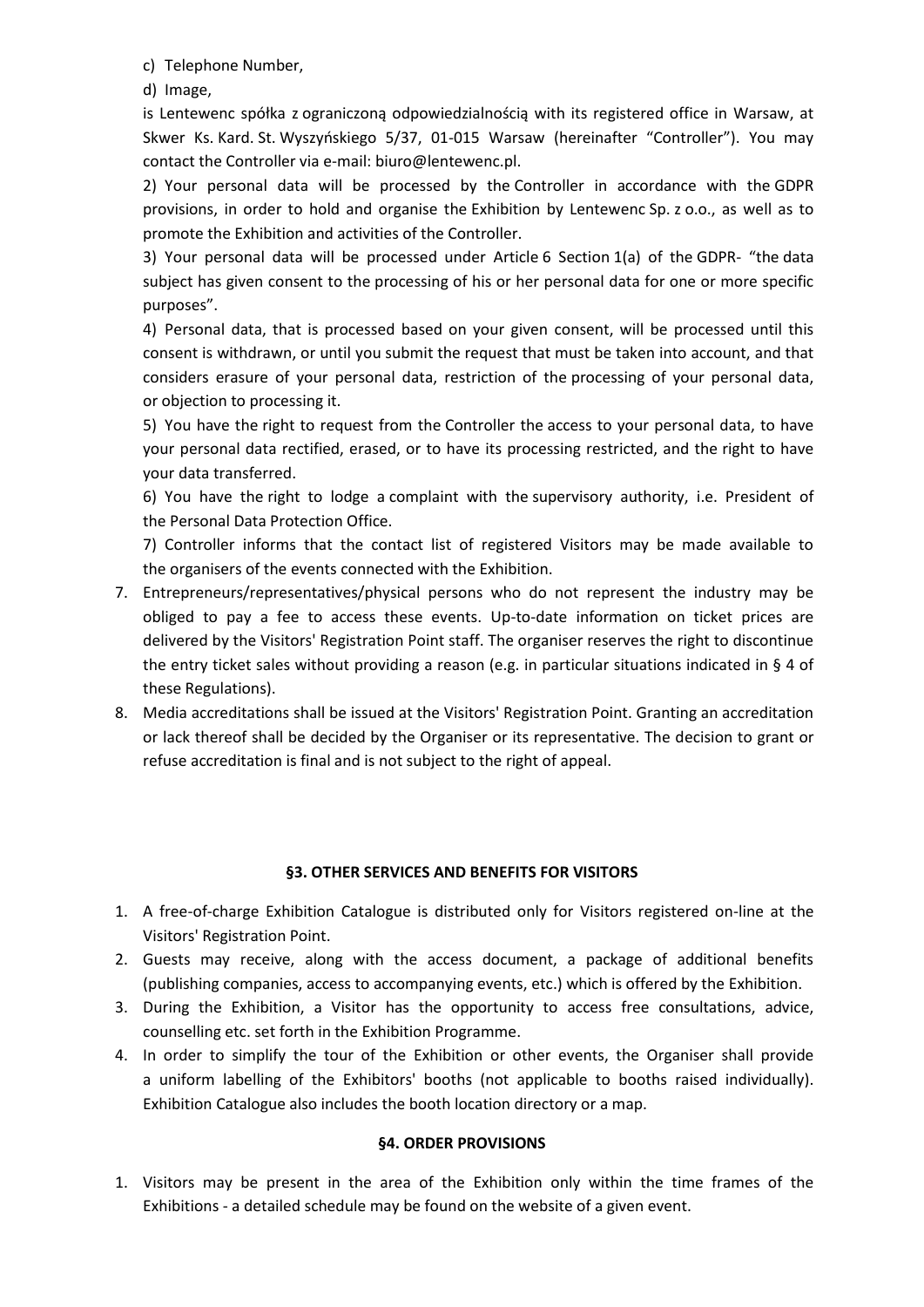c) Telephone Number,

d) Image,

is Lentewenc spółka z ograniczoną odpowiedzialnością with its registered office in Warsaw, at Skwer Ks. Kard. St. Wyszyńskiego 5/37, 01-015 Warsaw (hereinafter "Controller"). You may contact the Controller via e-mail: biuro@lentewenc.pl.

2) Your personal data will be processed by the Controller in accordance with the GDPR provisions, in order to hold and organise the Exhibition by Lentewenc Sp. z o.o., as well as to promote the Exhibition and activities of the Controller.

3) Your personal data will be processed under Article 6 Section 1(a) of the GDPR- "the data subject has given consent to the processing of his or her personal data for one or more specific purposes".

4) Personal data, that is processed based on your given consent, will be processed until this consent is withdrawn, or until you submit the request that must be taken into account, and that considers erasure of your personal data, restriction of the processing of your personal data, or objection to processing it.

5) You have the right to request from the Controller the access to your personal data, to have your personal data rectified, erased, or to have its processing restricted, and the right to have your data transferred.

6) You have the right to lodge a complaint with the supervisory authority, i.e. President of the Personal Data Protection Office.

7) Controller informs that the contact list of registered Visitors may be made available to the organisers of the events connected with the Exhibition.

7. Entrepreneurs/representatives/physical persons who do not represent the industry may be obliged to pay a fee to access these events. Up-to-date information on ticket prices are delivered by the Visitors' Registration Point staff. The organiser reserves the right to discontinue the entry ticket sales without providing a reason (e.g. in particular situations indicated in § 4 of these Regulations).
8. Media accreditations shall be issued at the Visitors' Registration Point. Granting an accreditation or lack thereof shall be decided by the Organiser or its representative. The decision to grant or refuse accreditation is final and is not subject to the right of appeal.

## §3. OTHER SERVICES AND BENEFITS FOR VISITORS

1. A free-of-charge Exhibition Catalogue is distributed only for Visitors registered on-line at the Visitors' Registration Point.
2. Guests may receive, along with the access document, a package of additional benefits (publishing companies, access to accompanying events, etc.) which is offered by the Exhibition.
3. During the Exhibition, a Visitor has the opportunity to access free consultations, advice, counselling etc. set forth in the Exhibition Programme.
4. In order to simplify the tour of the Exhibition or other events, the Organiser shall provide a uniform labelling of the Exhibitors' booths (not applicable to booths raised individually). Exhibition Catalogue also includes the booth location directory or a map.

## §4. ORDER PROVISIONS

1. Visitors may be present in the area of the Exhibition only within the time frames of the Exhibitions - a detailed schedule may be found on the website of a given event.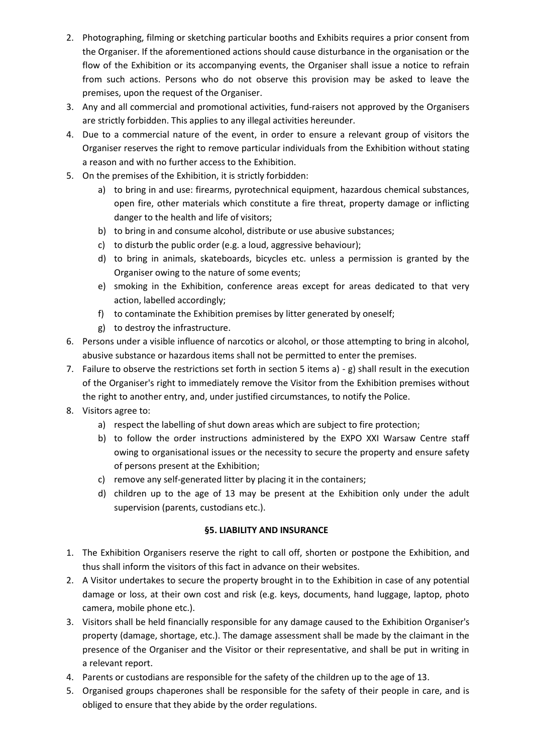2. Photographing, filming or sketching particular booths and Exhibits requires a prior consent from the Organiser. If the aforementioned actions should cause disturbance in the organisation or the flow of the Exhibition or its accompanying events, the Organiser shall issue a notice to refrain from such actions. Persons who do not observe this provision may be asked to leave the premises, upon the request of the Organiser.
3. Any and all commercial and promotional activities, fund-raisers not approved by the Organisers are strictly forbidden. This applies to any illegal activities hereunder.
4. Due to a commercial nature of the event, in order to ensure a relevant group of visitors the Organiser reserves the right to remove particular individuals from the Exhibition without stating a reason and with no further access to the Exhibition.
5. On the premises of the Exhibition, it is strictly forbidden:
   a) to bring in and use: firearms, pyrotechnical equipment, hazardous chemical substances, open fire, other materials which constitute a fire threat, property damage or inflicting danger to the health and life of visitors;
   b) to bring in and consume alcohol, distribute or use abusive substances;
   c) to disturb the public order (e.g. a loud, aggressive behaviour);
   d) to bring in animals, skateboards, bicycles etc. unless a permission is granted by the Organiser owing to the nature of some events;
   e) smoking in the Exhibition, conference areas except for areas dedicated to that very action, labelled accordingly;
   f) to contaminate the Exhibition premises by litter generated by oneself;
   g) to destroy the infrastructure.
6. Persons under a visible influence of narcotics or alcohol, or those attempting to bring in alcohol, abusive substance or hazardous items shall not be permitted to enter the premises.
7. Failure to observe the restrictions set forth in section 5 items a) - g) shall result in the execution of the Organiser's right to immediately remove the Visitor from the Exhibition premises without the right to another entry, and, under justified circumstances, to notify the Police.
8. Visitors agree to:
   a) respect the labelling of shut down areas which are subject to fire protection;
   b) to follow the order instructions administered by the EXPO XXI Warsaw Centre staff owing to organisational issues or the necessity to secure the property and ensure safety of persons present at the Exhibition;
   c) remove any self-generated litter by placing it in the containers;
   d) children up to the age of 13 may be present at the Exhibition only under the adult supervision (parents, custodians etc.).

## §5. LIABILITY AND INSURANCE

1. The Exhibition Organisers reserve the right to call off, shorten or postpone the Exhibition, and thus shall inform the visitors of this fact in advance on their websites.
2. A Visitor undertakes to secure the property brought in to the Exhibition in case of any potential damage or loss, at their own cost and risk (e.g. keys, documents, hand luggage, laptop, photo camera, mobile phone etc.).
3. Visitors shall be held financially responsible for any damage caused to the Exhibition Organiser's property (damage, shortage, etc.). The damage assessment shall be made by the claimant in the presence of the Organiser and the Visitor or their representative, and shall be put in writing in a relevant report.
4. Parents or custodians are responsible for the safety of the children up to the age of 13.
5. Organised groups chaperones shall be responsible for the safety of their people in care, and is obliged to ensure that they abide by the order regulations.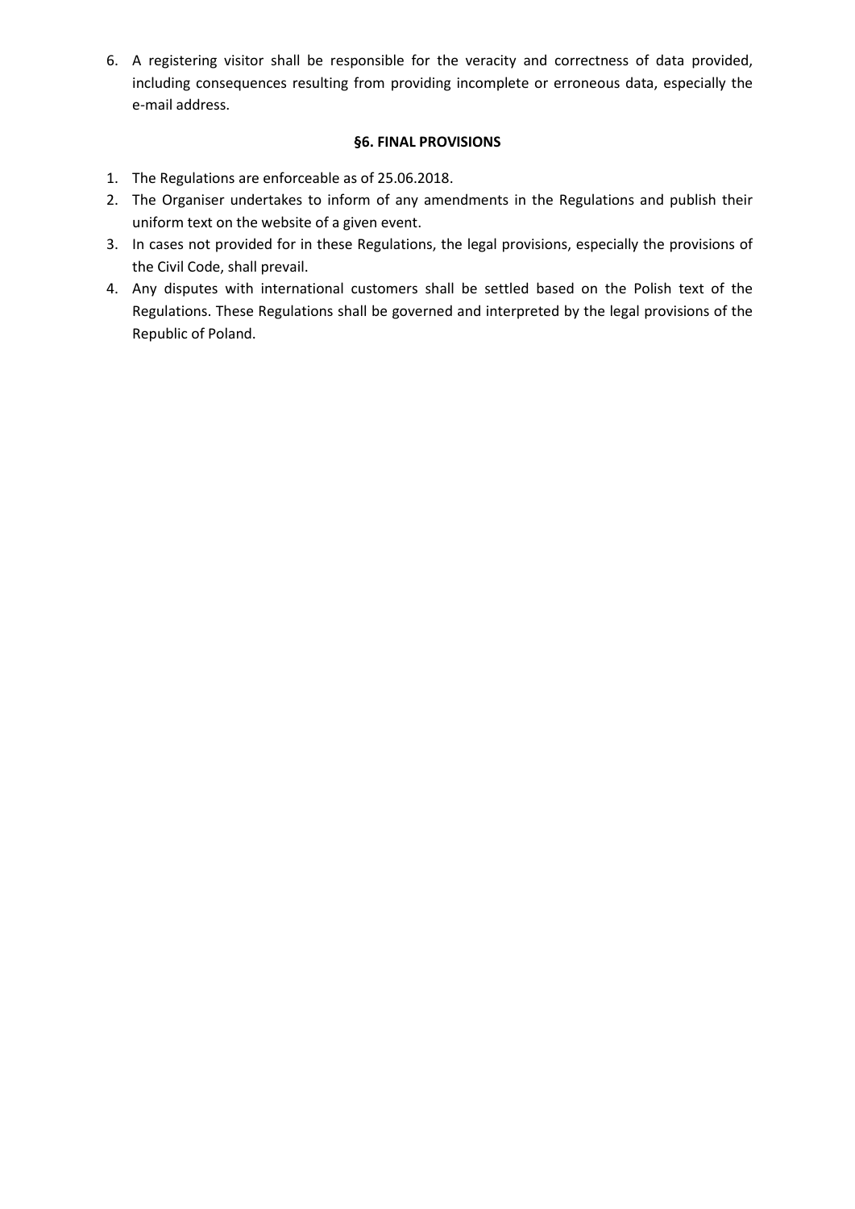6. A registering visitor shall be responsible for the veracity and correctness of data provided, including consequences resulting from providing incomplete or erroneous data, especially the e-mail address.

### §6. FINAL PROVISIONS

1. The Regulations are enforceable as of 25.06.2018.
2. The Organiser undertakes to inform of any amendments in the Regulations and publish their uniform text on the website of a given event.
3. In cases not provided for in these Regulations, the legal provisions, especially the provisions of the Civil Code, shall prevail.
4. Any disputes with international customers shall be settled based on the Polish text of the Regulations. These Regulations shall be governed and interpreted by the legal provisions of the Republic of Poland.